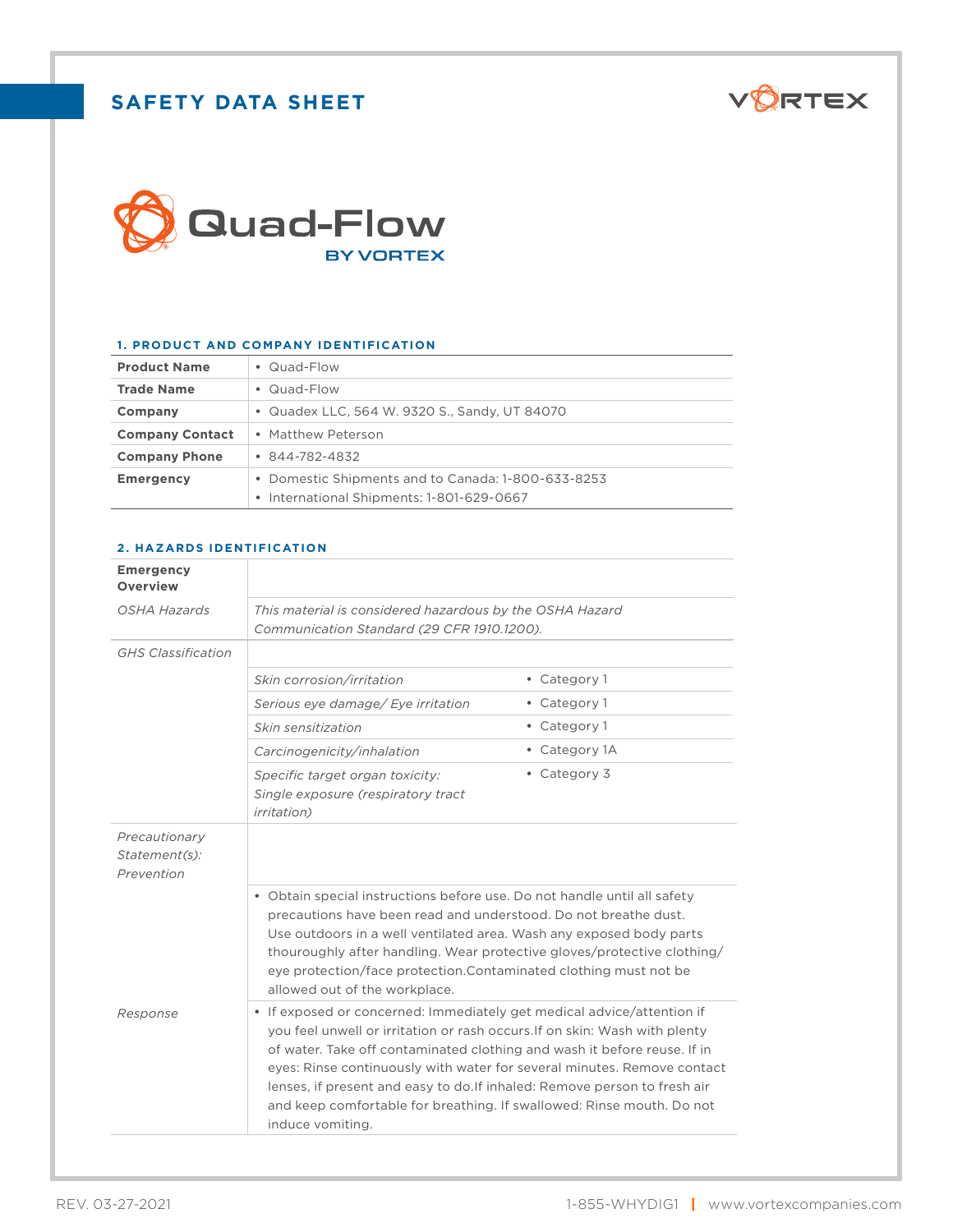# SAFETY DATA SHEET

VORTEX

# Quad-Flow

BY VORTEX

## 1. PRODUCT AND COMPANY IDENTIFICATION

| | |
|---|---|
| **Product Name** | • Quad-Flow |
| **Trade Name** | • Quad-Flow |
| **Company** | • Quadex LLC, 564 W. 9320 S., Sandy, UT 84070 |
| **Company Contact** | • Matthew Peterson |
| **Company Phone** | • 844-782-4832 |
| **Emergency** | • Domestic Shipments and to Canada: 1-800-633-8253<br>• International Shipments: 1-801-629-0667 |

## 2. HAZARDS IDENTIFICATION

| | | |
|---|---|---|
| **Emergency Overview** | | |
| *OSHA Hazards* | *This material is considered hazardous by the OSHA Hazard Communication Standard (29 CFR 1910.1200).* | |
| *GHS Classification* | | |
| | *Skin corrosion/irritation* | • Category 1 |
| | *Serious eye damage/ Eye irritation* | • Category 1 |
| | *Skin sensitization* | • Category 1 |
| | *Carcinogenicity/inhalation* | • Category 1A |
| | *Specific target organ toxicity: Single exposure (respiratory tract irritation)* | • Category 3 |
| *Precautionary Statement(s): Prevention* | | |
| | • Obtain special instructions before use. Do not handle until all safety precautions have been read and understood. Do not breathe dust. Use outdoors in a well ventilated area. Wash any exposed body parts thouroughly after handling. Wear protective gloves/protective clothing/ eye protection/face protection.Contaminated clothing must not be allowed out of the workplace. | |
| *Response* | • If exposed or concerned: Immediately get medical advice/attention if you feel unwell or irritation or rash occurs.If on skin: Wash with plenty of water. Take off contaminated clothing and wash it before reuse. If in eyes: Rinse continuously with water for several minutes. Remove contact lenses, if present and easy to do.If inhaled: Remove person to fresh air and keep comfortable for breathing. If swallowed: Rinse mouth. Do not induce vomiting. | |

REV. 03-27-2021

1-855-WHYDIG1 | www.vortexcompanies.com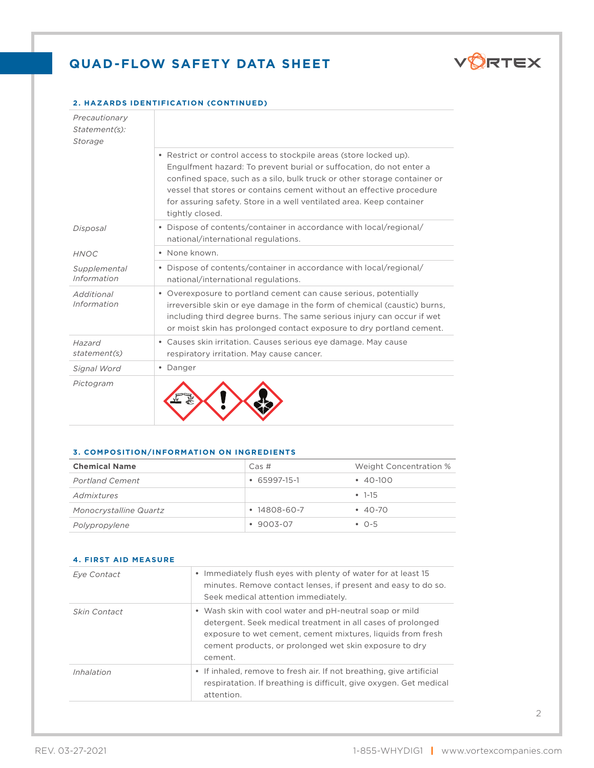## 2. HAZARDS IDENTIFICATION (CONTINUED)

| | |
|---|---|
| *Precautionary Statement(s): Storage* | |
| | • Restrict or control access to stockpile areas (store locked up). Engulfment hazard: To prevent burial or suffocation, do not enter a confined space, such as a silo, bulk truck or other storage container or vessel that stores or contains cement without an effective procedure for assuring safety. Store in a well ventilated area. Keep container tightly closed. |
| *Disposal* | • Dispose of contents/container in accordance with local/regional/national/international regulations. |
| *HNOC* | • None known. |
| *Supplemental Information* | • Dispose of contents/container in accordance with local/regional/national/international regulations. |
| *Additional Information* | • Overexposure to portland cement can cause serious, potentially irreversible skin or eye damage in the form of chemical (caustic) burns, including third degree burns. The same serious injury can occur if wet or moist skin has prolonged contact exposure to dry portland cement. |
| *Hazard statement(s)* | • Causes skin irritation. Causes serious eye damage. May cause respiratory irritation. May cause cancer. |
| *Signal Word* | • Danger |
| *Pictogram* | |

## 3. COMPOSITION/INFORMATION ON INGREDIENTS

| **Chemical Name** | Cas # | Weight Concentration % |
|---|---|---|
| *Portland Cement* | • 65997-15-1 | • 40-100 |
| *Admixtures* | | • 1-15 |
| *Monocrystalline Quartz* | • 14808-60-7 | • 40-70 |
| *Polypropylene* | • 9003-07 | • 0-5 |

## 4. FIRST AID MEASURE

| | |
|---|---|
| *Eye Contact* | • Immediately flush eyes with plenty of water for at least 15 minutes. Remove contact lenses, if present and easy to do so. Seek medical attention immediately. |
| *Skin Contact* | • Wash skin with cool water and pH-neutral soap or mild detergent. Seek medical treatment in all cases of prolonged exposure to wet cement, cement mixtures, liquids from fresh cement products, or prolonged wet skin exposure to dry cement. |
| *Inhalation* | • If inhaled, remove to fresh air. If not breathing, give artificial respiratation. If breathing is difficult, give oxygen. Get medical attention. |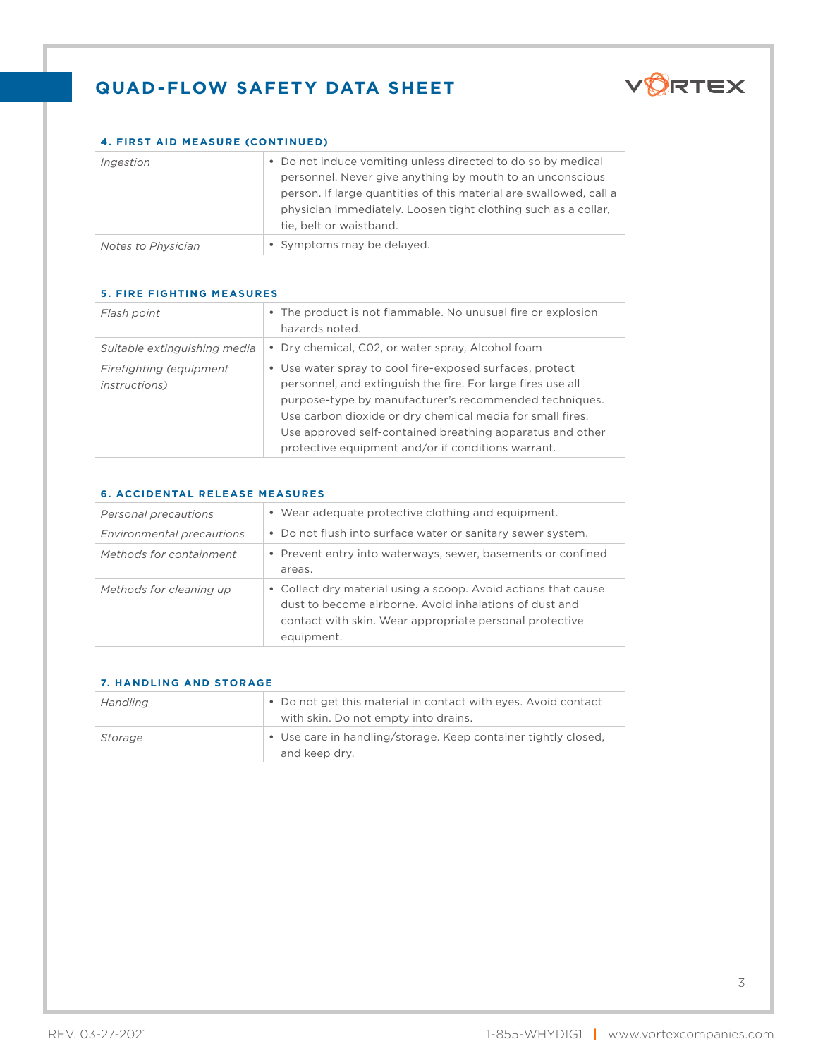## 4. FIRST AID MEASURE (CONTINUED)

| | |
|---|---|
| *Ingestion* | • Do not induce vomiting unless directed to do so by medical personnel. Never give anything by mouth to an unconscious person. If large quantities of this material are swallowed, call a physician immediately. Loosen tight clothing such as a collar, tie, belt or waistband. |
| *Notes to Physician* | • Symptoms may be delayed. |

## 5. FIRE FIGHTING MEASURES

| | |
|---|---|
| *Flash point* | • The product is not flammable. No unusual fire or explosion hazards noted. |
| *Suitable extinguishing media* | • Dry chemical, C02, or water spray, Alcohol foam |
| *Firefighting (equipment instructions)* | • Use water spray to cool fire-exposed surfaces, protect personnel, and extinguish the fire. For large fires use all purpose-type by manufacturer's recommended techniques. Use carbon dioxide or dry chemical media for small fires. Use approved self-contained breathing apparatus and other protective equipment and/or if conditions warrant. |

## 6. ACCIDENTAL RELEASE MEASURES

| | |
|---|---|
| *Personal precautions* | • Wear adequate protective clothing and equipment. |
| *Environmental precautions* | • Do not flush into surface water or sanitary sewer system. |
| *Methods for containment* | • Prevent entry into waterways, sewer, basements or confined areas. |
| *Methods for cleaning up* | • Collect dry material using a scoop. Avoid actions that cause dust to become airborne. Avoid inhalations of dust and contact with skin. Wear appropriate personal protective equipment. |

## 7. HANDLING AND STORAGE

| | |
|---|---|
| *Handling* | • Do not get this material in contact with eyes. Avoid contact with skin. Do not empty into drains. |
| *Storage* | • Use care in handling/storage. Keep container tightly closed, and keep dry. |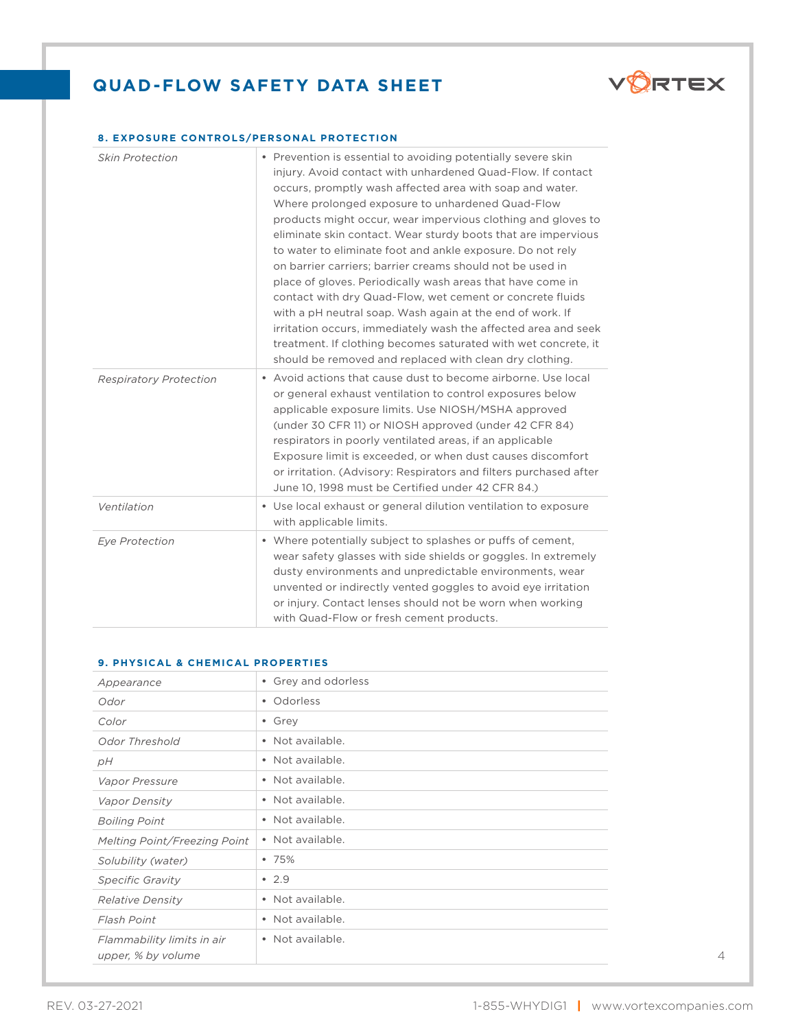# QUAD-FLOW SAFETY DATA SHEET

### 8. EXPOSURE CONTROLS/PERSONAL PROTECTION

| | |
|---|---|
| *Skin Protection* | • Prevention is essential to avoiding potentially severe skin injury. Avoid contact with unhardened Quad-Flow. If contact occurs, promptly wash affected area with soap and water. Where prolonged exposure to unhardened Quad-Flow products might occur, wear impervious clothing and gloves to eliminate skin contact. Wear sturdy boots that are impervious to water to eliminate foot and ankle exposure. Do not rely on barrier carriers; barrier creams should not be used in place of gloves. Periodically wash areas that have come in contact with dry Quad-Flow, wet cement or concrete fluids with a pH neutral soap. Wash again at the end of work. If irritation occurs, immediately wash the affected area and seek treatment. If clothing becomes saturated with wet concrete, it should be removed and replaced with clean dry clothing. |
| *Respiratory Protection* | • Avoid actions that cause dust to become airborne. Use local or general exhaust ventilation to control exposures below applicable exposure limits. Use NIOSH/MSHA approved (under 30 CFR 11) or NIOSH approved (under 42 CFR 84) respirators in poorly ventilated areas, if an applicable Exposure limit is exceeded, or when dust causes discomfort or irritation. (Advisory: Respirators and filters purchased after June 10, 1998 must be Certified under 42 CFR 84.) |
| *Ventilation* | • Use local exhaust or general dilution ventilation to exposure with applicable limits. |
| *Eye Protection* | • Where potentially subject to splashes or puffs of cement, wear safety glasses with side shields or goggles. In extremely dusty environments and unpredictable environments, wear unvented or indirectly vented goggles to avoid eye irritation or injury. Contact lenses should not be worn when working with Quad-Flow or fresh cement products. |

### 9. PHYSICAL & CHEMICAL PROPERTIES

| | |
|---|---|
| *Appearance* | • Grey and odorless |
| *Odor* | • Odorless |
| *Color* | • Grey |
| *Odor Threshold* | • Not available. |
| *pH* | • Not available. |
| *Vapor Pressure* | • Not available. |
| *Vapor Density* | • Not available. |
| *Boiling Point* | • Not available. |
| *Melting Point/Freezing Point* | • Not available. |
| *Solubility (water)* | • 75% |
| *Specific Gravity* | • 2.9 |
| *Relative Density* | • Not available. |
| *Flash Point* | • Not available. |
| *Flammability limits in air upper, % by volume* | • Not available. |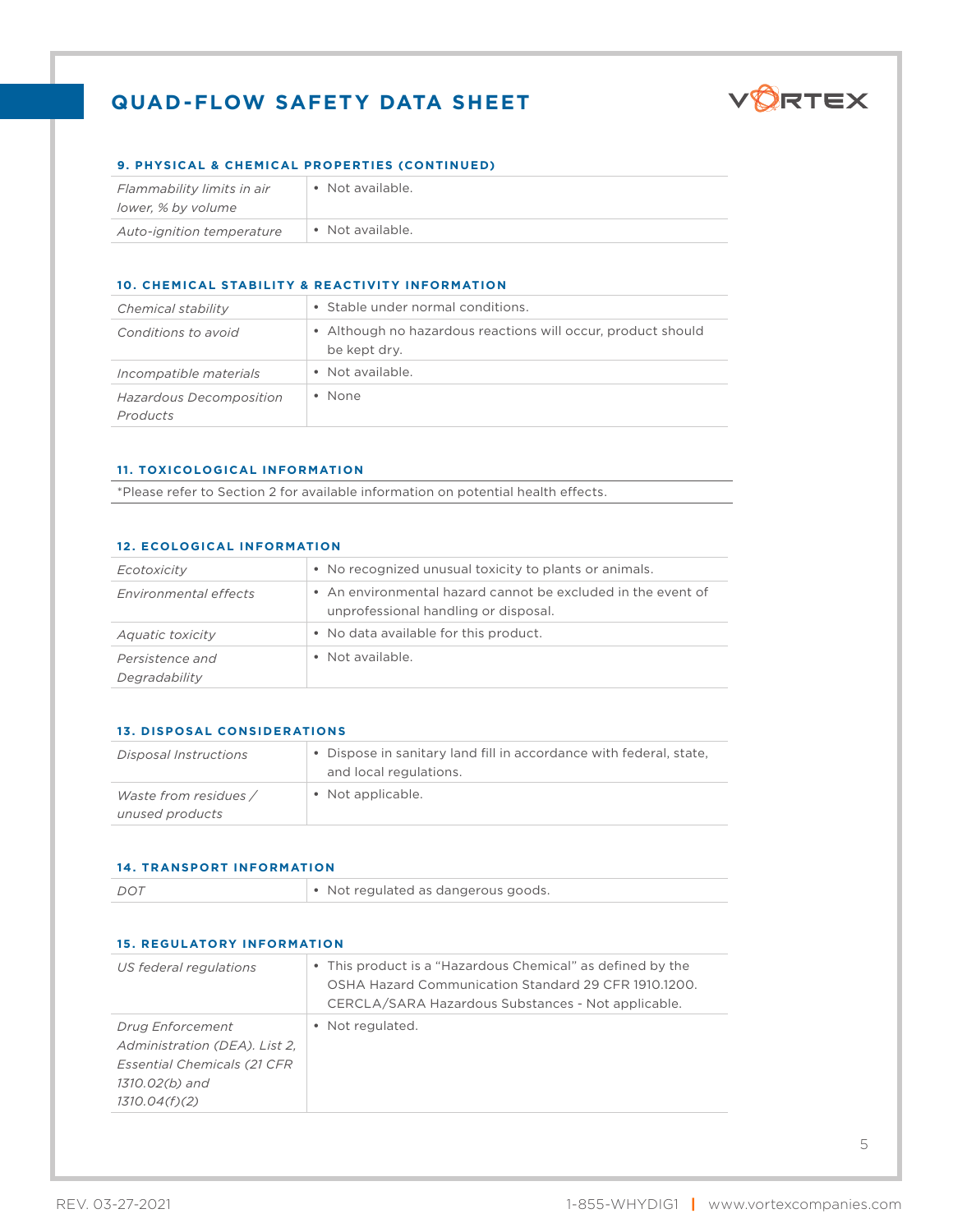# QUAD-FLOW SAFETY DATA SHEET

### 9. PHYSICAL & CHEMICAL PROPERTIES (CONTINUED)

| | |
|---|---|
| *Flammability limits in air lower, % by volume* | • Not available. |
| *Auto-ignition temperature* | • Not available. |

### 10. CHEMICAL STABILITY & REACTIVITY INFORMATION

| | |
|---|---|
| *Chemical stability* | • Stable under normal conditions. |
| *Conditions to avoid* | • Although no hazardous reactions will occur, product should be kept dry. |
| *Incompatible materials* | • Not available. |
| *Hazardous Decomposition Products* | • None |

### 11. TOXICOLOGICAL INFORMATION

*Please refer to Section 2 for available information on potential health effects.

### 12. ECOLOGICAL INFORMATION

| | |
|---|---|
| *Ecotoxicity* | • No recognized unusual toxicity to plants or animals. |
| *Environmental effects* | • An environmental hazard cannot be excluded in the event of unprofessional handling or disposal. |
| *Aquatic toxicity* | • No data available for this product. |
| *Persistence and Degradability* | • Not available. |

### 13. DISPOSAL CONSIDERATIONS

| | |
|---|---|
| *Disposal Instructions* | • Dispose in sanitary land fill in accordance with federal, state, and local regulations. |
| *Waste from residues / unused products* | • Not applicable. |

### 14. TRANSPORT INFORMATION

| | |
|---|---|
| *DOT* | • Not regulated as dangerous goods. |

### 15. REGULATORY INFORMATION

| | |
|---|---|
| *US federal regulations* | • This product is a "Hazardous Chemical" as defined by the OSHA Hazard Communication Standard 29 CFR 1910.1200. CERCLA/SARA Hazardous Substances - Not applicable. |
| *Drug Enforcement Administration (DEA). List 2, Essential Chemicals (21 CFR 1310.02(b) and 1310.04(f)(2)* | • Not regulated. |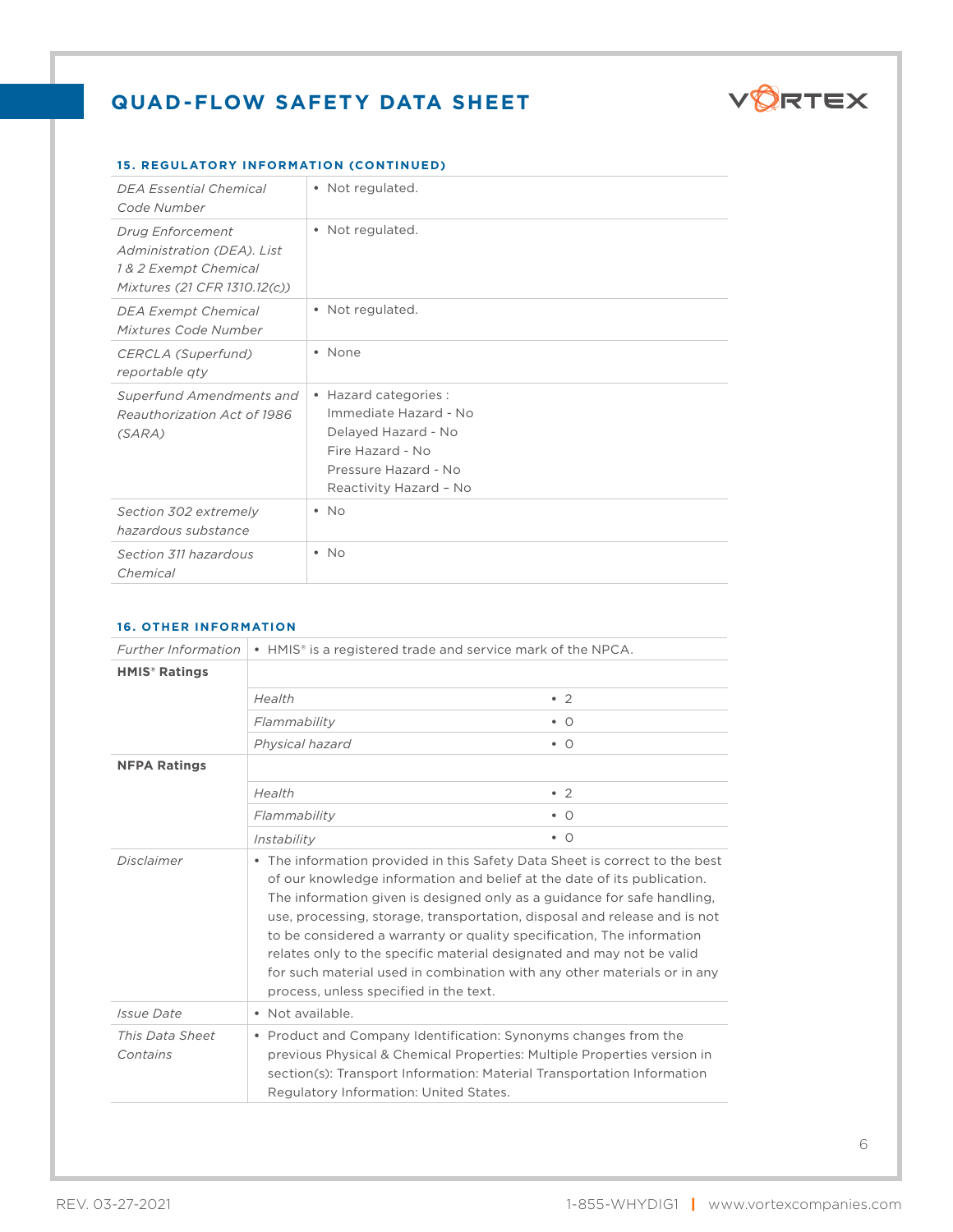## 15. REGULATORY INFORMATION (CONTINUED)

| | |
|---|---|
| *DEA Essential Chemical Code Number* | • Not regulated. |
| *Drug Enforcement Administration (DEA). List 1 & 2 Exempt Chemical Mixtures (21 CFR 1310.12(c))* | • Not regulated. |
| *DEA Exempt Chemical Mixtures Code Number* | • Not regulated. |
| *CERCLA (Superfund) reportable qty* | • None |
| *Superfund Amendments and Reauthorization Act of 1986 (SARA)* | • Hazard categories :<br>Immediate Hazard - No<br>Delayed Hazard - No<br>Fire Hazard - No<br>Pressure Hazard - No<br>Reactivity Hazard – No |
| *Section 302 extremely hazardous substance* | • No |
| *Section 311 hazardous Chemical* | • No |

## 16. OTHER INFORMATION

| | | |
|---|---|---|
| *Further Information* | • HMIS® is a registered trade and service mark of the NPCA. | |
| **HMIS® Ratings** | | |
| | *Health* | • 2 |
| | *Flammability* | • 0 |
| | *Physical hazard* | • 0 |
| **NFPA Ratings** | | |
| | *Health* | • 2 |
| | *Flammability* | • 0 |
| | *Instability* | • 0 |
| *Disclaimer* | • The information provided in this Safety Data Sheet is correct to the best of our knowledge information and belief at the date of its publication. The information given is designed only as a guidance for safe handling, use, processing, storage, transportation, disposal and release and is not to be considered a warranty or quality specification, The information relates only to the specific material designated and may not be valid for such material used in combination with any other materials or in any process, unless specified in the text. | |
| *Issue Date* | • Not available. | |
| *This Data Sheet Contains* | • Product and Company Identification: Synonyms changes from the previous Physical & Chemical Properties: Multiple Properties version in section(s): Transport Information: Material Transportation Information Regulatory Information: United States. | |